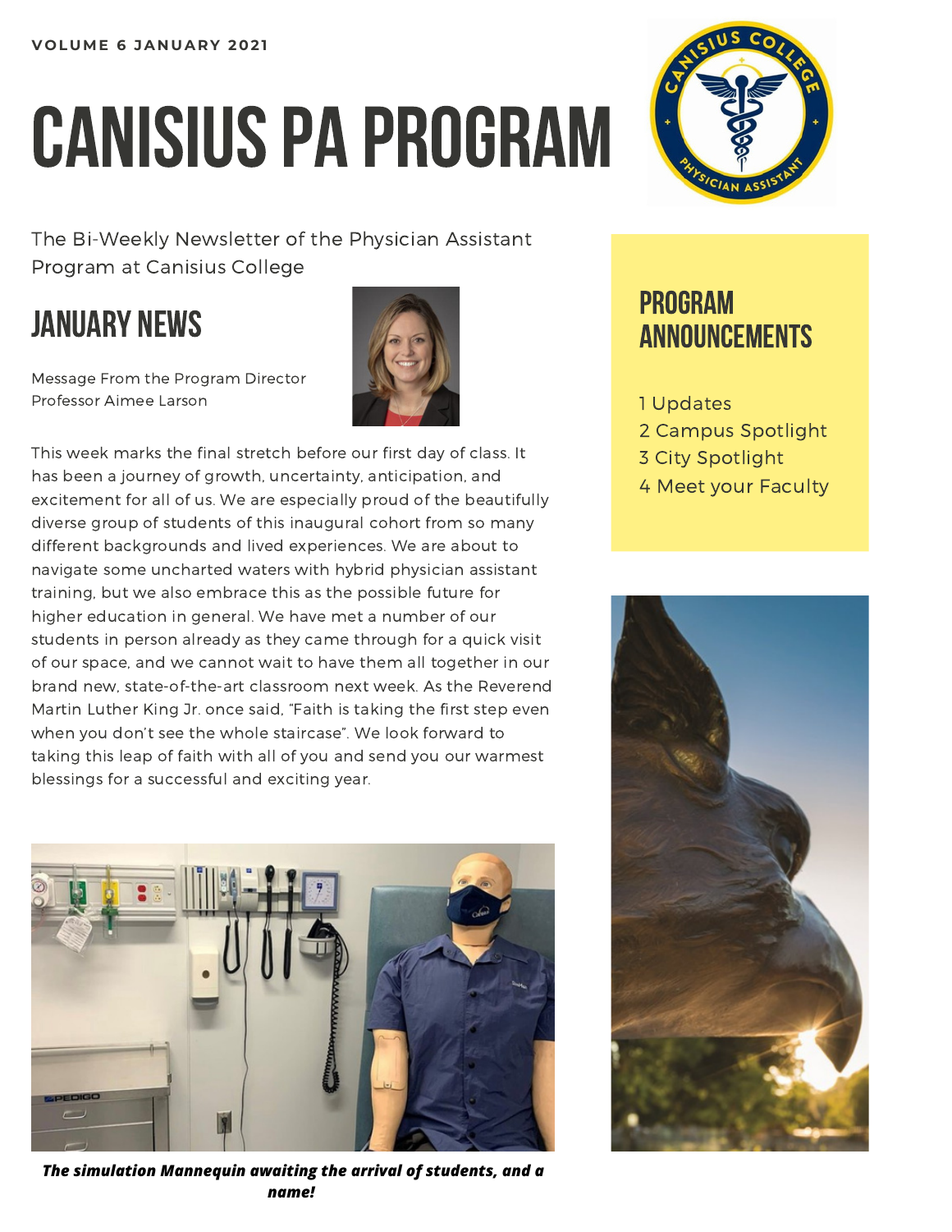VOLUME 6 JANUARY 2021

# CANISIUS PA PROGRAM

The Bi-Weekly Newsletter of the Physician Assistant Program at Canisius College

## JANUARY NEWS

Message From the Program Director
Professor Aimee Larson

This week marks the final stretch before our first day of class. It has been a journey of growth, uncertainty, anticipation, and excitement for all of us. We are especially proud of the beautifully diverse group of students of this inaugural cohort from so many different backgrounds and lived experiences. We are about to navigate some uncharted waters with hybrid physician assistant training, but we also embrace this as the possible future for higher education in general. We have met a number of our students in person already as they came through for a quick visit of our space, and we cannot wait to have them all together in our brand new, state-of-the-art classroom next week. As the Reverend Martin Luther King Jr. once said, "Faith is taking the first step even when you don't see the whole staircase". We look forward to taking this leap of faith with all of you and send you our warmest blessings for a successful and exciting year.

***The simulation Mannequin awaiting the arrival of students, and a name!***

## PROGRAM ANNOUNCEMENTS

1 Updates
2 Campus Spotlight
3 City Spotlight
4 Meet your Faculty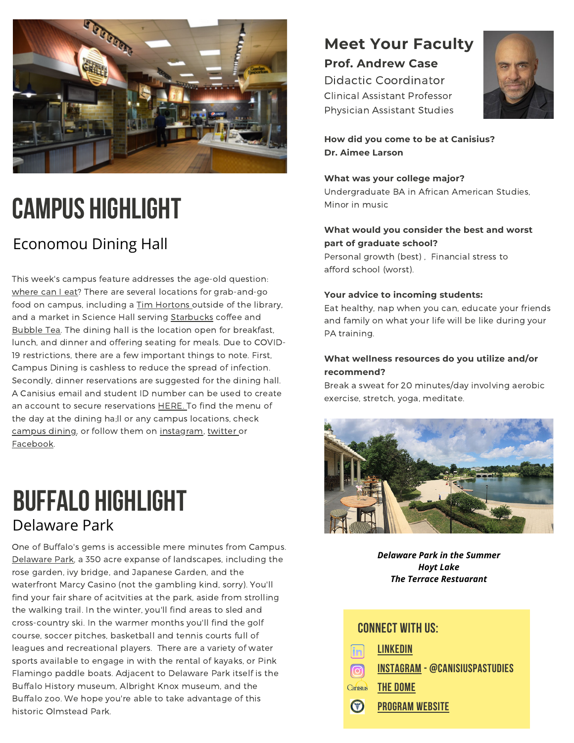# CAMPUS HIGHLIGHT

## Economou Dining Hall

This week's campus feature addresses the age-old question: where can I eat? There are several locations for grab-and-go food on campus, including a Tim Hortons outside of the library, and a market in Science Hall serving Starbucks coffee and Bubble Tea. The dining hall is the location open for breakfast, lunch, and dinner and offering seating for meals. Due to COVID-19 restrictions, there are a few important things to note. First, Campus Dining is cashless to reduce the spread of infection. Secondly, dinner reservations are suggested for the dining hall. A Canisius email and student ID number can be used to create an account to secure reservations HERE. To find the menu of the day at the dining ha;ll or any campus locations, check campus dining, or follow them on instagram, twitter or Facebook.

# BUFFALO HIGHLIGHT

## Delaware Park

One of Buffalo's gems is accessible mere minutes from Campus. Delaware Park, a 350 acre expanse of landscapes, including the rose garden, ivy bridge, and Japanese Garden, and the waterfront Marcy Casino (not the gambling kind, sorry). You'll find your fair share of acitvities at the park, aside from strolling the walking trail. In the winter, you'll find areas to sled and cross-country ski. In the warmer months you'll find the golf course, soccer pitches, basketball and tennis courts full of leagues and recreational players. There are a variety of water sports available to engage in with the rental of kayaks, or Pink Flamingo paddle boats. Adjacent to Delaware Park itself is the Buffalo History museum, Albright Knox museum, and the Buffalo zoo. We hope you're able to take advantage of this historic Olmstead Park.

# Meet Your Faculty

**Prof. Andrew Case**

Didactic Coordinator

Clinical Assistant Professor

Physician Assistant Studies

**How did you come to be at Canisius?**
**Dr. Aimee Larson**

**What was your college major?**
Undergraduate BA in African American Studies, Minor in music

**What would you consider the best and worst part of graduate school?**
Personal growth (best) , Financial stress to afford school (worst).

**Your advice to incoming students:**
Eat healthy, nap when you can, educate your friends and family on what your life will be like during your PA training.

**What wellness resources do you utilize and/or recommend?**
Break a sweat for 20 minutes/day involving aerobic exercise, stretch, yoga, meditate.

***Delaware Park in the Summer***
***Hoyt Lake***
***The Terrace Restuarant***

## CONNECT WITH US:

- LINKEDIN
- INSTAGRAM - @CANISIUSPASTUDIES
- THE DOME
- PROGRAM WEBSITE